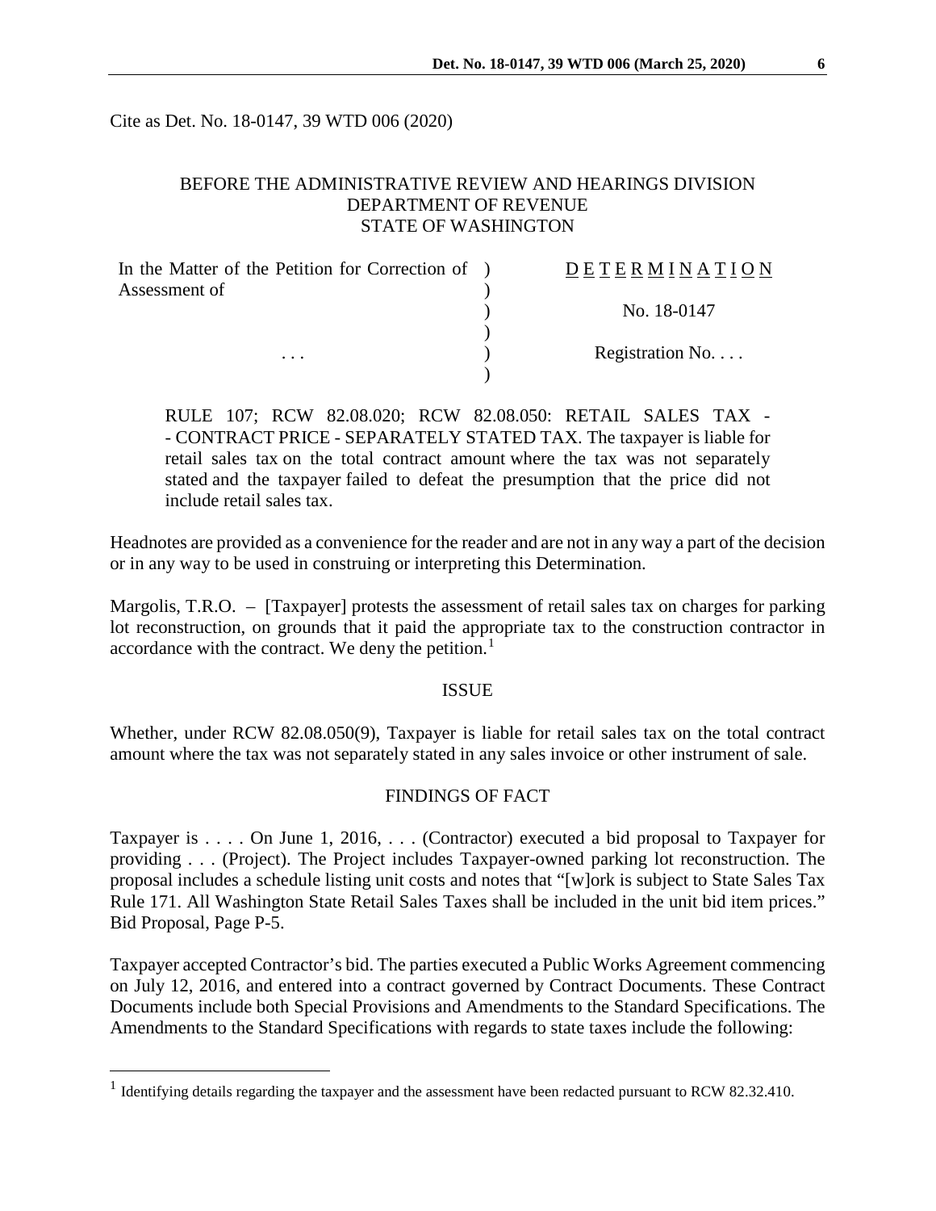Cite as Det. No. 18-0147, 39 WTD 006 (2020)

BEFORE THE ADMINISTRATIVE REVIEW AND HEARINGS DIVISION
DEPARTMENT OF REVENUE
STATE OF WASHINGTON

| In the Matter of the Petition for Correction of Assessment of | ) | D E T E R M I N A T I O N |
|---|---|---|
| | ) | No. 18-0147 |
| . . . | ) | Registration No. . . . |

> RULE 107; RCW 82.08.020; RCW 82.08.050: RETAIL SALES TAX -- CONTRACT PRICE - SEPARATELY STATED TAX. The taxpayer is liable for retail sales tax on the total contract amount where the tax was not separately stated and the taxpayer failed to defeat the presumption that the price did not include retail sales tax.

Headnotes are provided as a convenience for the reader and are not in any way a part of the decision or in any way to be used in construing or interpreting this Determination.

Margolis, T.R.O. – [Taxpayer] protests the assessment of retail sales tax on charges for parking lot reconstruction, on grounds that it paid the appropriate tax to the construction contractor in accordance with the contract. We deny the petition.[1]

## ISSUE

Whether, under RCW 82.08.050(9), Taxpayer is liable for retail sales tax on the total contract amount where the tax was not separately stated in any sales invoice or other instrument of sale.

## FINDINGS OF FACT

Taxpayer is . . . . On June 1, 2016, . . . (Contractor) executed a bid proposal to Taxpayer for providing . . . (Project). The Project includes Taxpayer-owned parking lot reconstruction. The proposal includes a schedule listing unit costs and notes that "[w]ork is subject to State Sales Tax Rule 171. All Washington State Retail Sales Taxes shall be included in the unit bid item prices." Bid Proposal, Page P-5.

Taxpayer accepted Contractor's bid. The parties executed a Public Works Agreement commencing on July 12, 2016, and entered into a contract governed by Contract Documents. These Contract Documents include both Special Provisions and Amendments to the Standard Specifications. The Amendments to the Standard Specifications with regards to state taxes include the following:

[1] Identifying details regarding the taxpayer and the assessment have been redacted pursuant to RCW 82.32.410.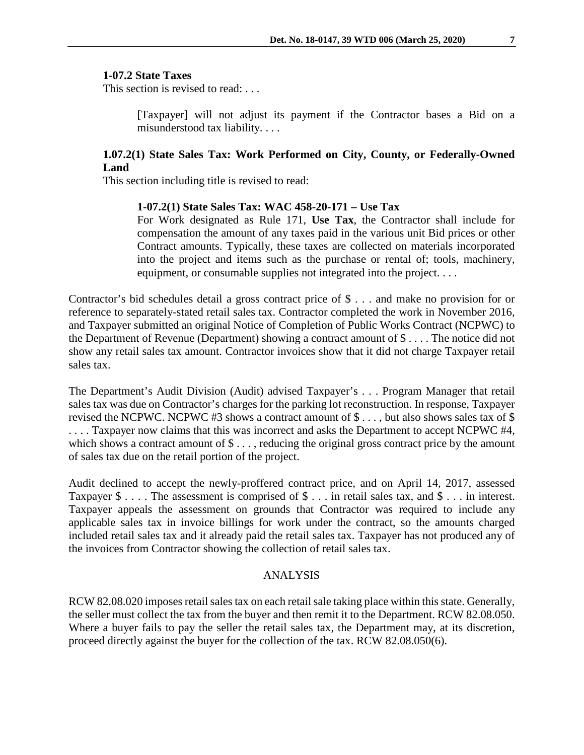**1-07.2 State Taxes**

This section is revised to read: . . .

> [Taxpayer] will not adjust its payment if the Contractor bases a Bid on a misunderstood tax liability. . . .

**1.07.2(1) State Sales Tax: Work Performed on City, County, or Federally-Owned Land**

This section including title is revised to read:

> **1-07.2(1) State Sales Tax: WAC 458-20-171 – Use Tax**
>
> For Work designated as Rule 171, **Use Tax**, the Contractor shall include for compensation the amount of any taxes paid in the various unit Bid prices or other Contract amounts. Typically, these taxes are collected on materials incorporated into the project and items such as the purchase or rental of; tools, machinery, equipment, or consumable supplies not integrated into the project. . . .

Contractor's bid schedules detail a gross contract price of $ . . . and make no provision for or reference to separately-stated retail sales tax. Contractor completed the work in November 2016, and Taxpayer submitted an original Notice of Completion of Public Works Contract (NCPWC) to the Department of Revenue (Department) showing a contract amount of $ . . . . The notice did not show any retail sales tax amount. Contractor invoices show that it did not charge Taxpayer retail sales tax.

The Department's Audit Division (Audit) advised Taxpayer's . . . Program Manager that retail sales tax was due on Contractor's charges for the parking lot reconstruction. In response, Taxpayer revised the NCPWC. NCPWC #3 shows a contract amount of $ . . . , but also shows sales tax of $ . . . . Taxpayer now claims that this was incorrect and asks the Department to accept NCPWC #4, which shows a contract amount of $ . . . , reducing the original gross contract price by the amount of sales tax due on the retail portion of the project.

Audit declined to accept the newly-proffered contract price, and on April 14, 2017, assessed Taxpayer $ . . . . The assessment is comprised of $ . . . in retail sales tax, and $ . . . in interest. Taxpayer appeals the assessment on grounds that Contractor was required to include any applicable sales tax in invoice billings for work under the contract, so the amounts charged included retail sales tax and it already paid the retail sales tax. Taxpayer has not produced any of the invoices from Contractor showing the collection of retail sales tax.

## ANALYSIS

RCW 82.08.020 imposes retail sales tax on each retail sale taking place within this state. Generally, the seller must collect the tax from the buyer and then remit it to the Department. RCW 82.08.050. Where a buyer fails to pay the seller the retail sales tax, the Department may, at its discretion, proceed directly against the buyer for the collection of the tax. RCW 82.08.050(6).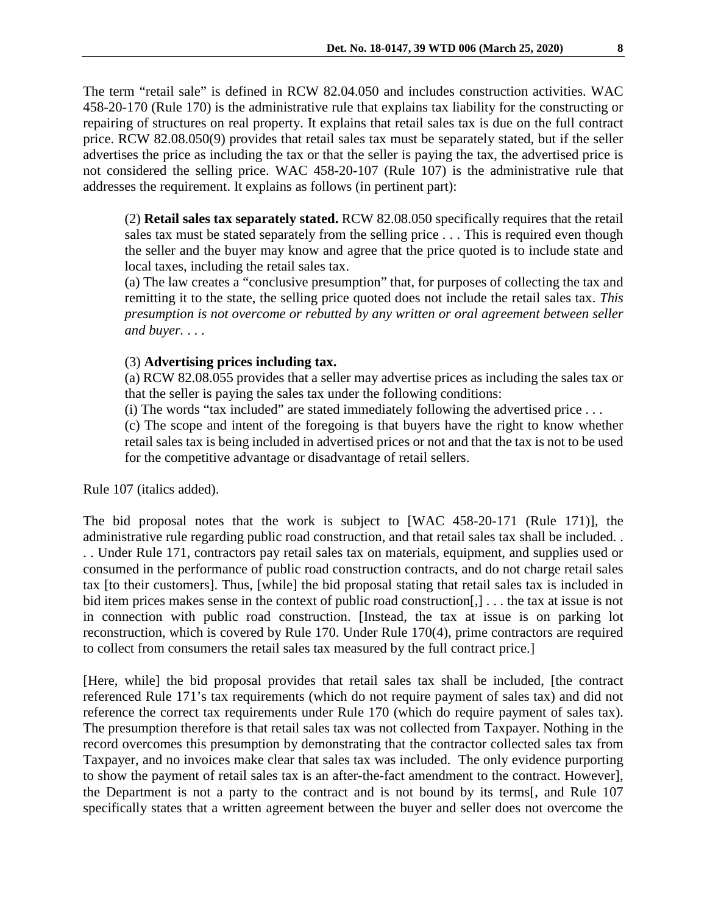The term "retail sale" is defined in RCW 82.04.050 and includes construction activities. WAC 458-20-170 (Rule 170) is the administrative rule that explains tax liability for the constructing or repairing of structures on real property. It explains that retail sales tax is due on the full contract price. RCW 82.08.050(9) provides that retail sales tax must be separately stated, but if the seller advertises the price as including the tax or that the seller is paying the tax, the advertised price is not considered the selling price. WAC 458-20-107 (Rule 107) is the administrative rule that addresses the requirement. It explains as follows (in pertinent part):

> (2) **Retail sales tax separately stated.** RCW 82.08.050 specifically requires that the retail sales tax must be stated separately from the selling price . . . This is required even though the seller and the buyer may know and agree that the price quoted is to include state and local taxes, including the retail sales tax.
>
> (a) The law creates a "conclusive presumption" that, for purposes of collecting the tax and remitting it to the state, the selling price quoted does not include the retail sales tax. *This presumption is not overcome or rebutted by any written or oral agreement between seller and buyer. . . .*
>
> (3) **Advertising prices including tax.**
>
> (a) RCW 82.08.055 provides that a seller may advertise prices as including the sales tax or that the seller is paying the sales tax under the following conditions:
>
> (i) The words "tax included" are stated immediately following the advertised price . . .
>
> (c) The scope and intent of the foregoing is that buyers have the right to know whether retail sales tax is being included in advertised prices or not and that the tax is not to be used for the competitive advantage or disadvantage of retail sellers.

Rule 107 (italics added).

The bid proposal notes that the work is subject to [WAC 458-20-171 (Rule 171)], the administrative rule regarding public road construction, and that retail sales tax shall be included. . . . Under Rule 171, contractors pay retail sales tax on materials, equipment, and supplies used or consumed in the performance of public road construction contracts, and do not charge retail sales tax [to their customers]. Thus, [while] the bid proposal stating that retail sales tax is included in bid item prices makes sense in the context of public road construction[,] . . . the tax at issue is not in connection with public road construction. [Instead, the tax at issue is on parking lot reconstruction, which is covered by Rule 170. Under Rule 170(4), prime contractors are required to collect from consumers the retail sales tax measured by the full contract price.]

[Here, while] the bid proposal provides that retail sales tax shall be included, [the contract referenced Rule 171's tax requirements (which do not require payment of sales tax) and did not reference the correct tax requirements under Rule 170 (which do require payment of sales tax). The presumption therefore is that retail sales tax was not collected from Taxpayer. Nothing in the record overcomes this presumption by demonstrating that the contractor collected sales tax from Taxpayer, and no invoices make clear that sales tax was included. The only evidence purporting to show the payment of retail sales tax is an after-the-fact amendment to the contract. However], the Department is not a party to the contract and is not bound by its terms[, and Rule 107 specifically states that a written agreement between the buyer and seller does not overcome the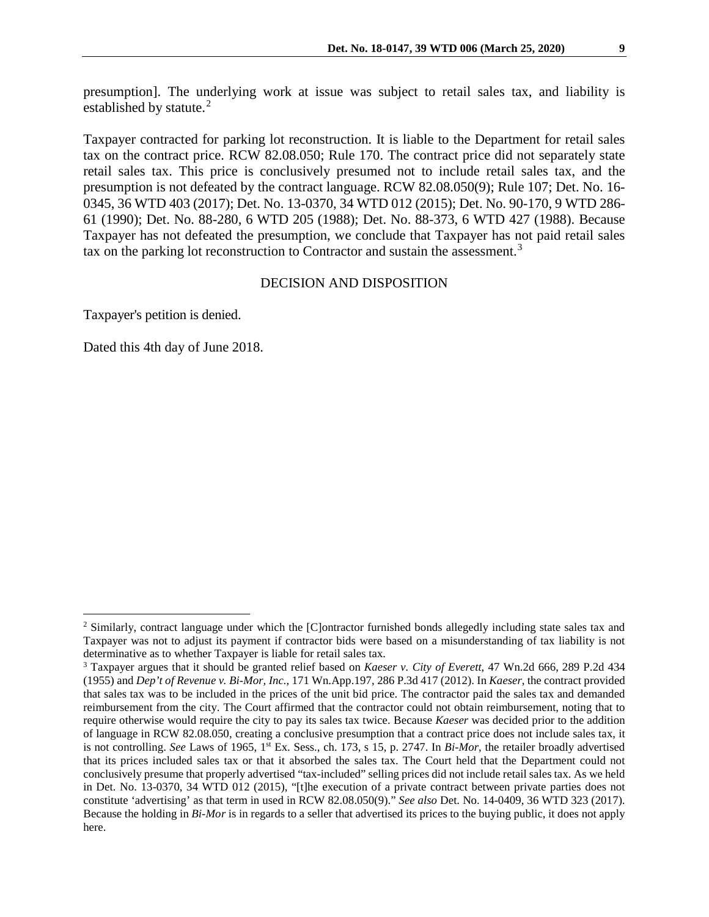presumption]. The underlying work at issue was subject to retail sales tax, and liability is established by statute.[2]

Taxpayer contracted for parking lot reconstruction. It is liable to the Department for retail sales tax on the contract price. RCW 82.08.050; Rule 170. The contract price did not separately state retail sales tax. This price is conclusively presumed not to include retail sales tax, and the presumption is not defeated by the contract language. RCW 82.08.050(9); Rule 107; Det. No. 16-0345, 36 WTD 403 (2017); Det. No. 13-0370, 34 WTD 012 (2015); Det. No. 90-170, 9 WTD 286-61 (1990); Det. No. 88-280, 6 WTD 205 (1988); Det. No. 88-373, 6 WTD 427 (1988). Because Taxpayer has not defeated the presumption, we conclude that Taxpayer has not paid retail sales tax on the parking lot reconstruction to Contractor and sustain the assessment.[3]

## DECISION AND DISPOSITION

Taxpayer's petition is denied.

Dated this 4th day of June 2018.

---

[2] Similarly, contract language under which the [C]ontractor furnished bonds allegedly including state sales tax and Taxpayer was not to adjust its payment if contractor bids were based on a misunderstanding of tax liability is not determinative as to whether Taxpayer is liable for retail sales tax.

[3] Taxpayer argues that it should be granted relief based on *Kaeser v. City of Everett*, 47 Wn.2d 666, 289 P.2d 434 (1955) and *Dep't of Revenue v. Bi-Mor, Inc.*, 171 Wn.App.197, 286 P.3d 417 (2012). In *Kaeser*, the contract provided that sales tax was to be included in the prices of the unit bid price. The contractor paid the sales tax and demanded reimbursement from the city. The Court affirmed that the contractor could not obtain reimbursement, noting that to require otherwise would require the city to pay its sales tax twice. Because *Kaeser* was decided prior to the addition of language in RCW 82.08.050, creating a conclusive presumption that a contract price does not include sales tax, it is not controlling. *See* Laws of 1965, 1st Ex. Sess., ch. 173, s 15, p. 2747. In *Bi-Mor*, the retailer broadly advertised that its prices included sales tax or that it absorbed the sales tax. The Court held that the Department could not conclusively presume that properly advertised "tax-included" selling prices did not include retail sales tax. As we held in Det. No. 13-0370, 34 WTD 012 (2015), "[t]he execution of a private contract between private parties does not constitute 'advertising' as that term in used in RCW 82.08.050(9)." *See also* Det. No. 14-0409, 36 WTD 323 (2017). Because the holding in *Bi-Mor* is in regards to a seller that advertised its prices to the buying public, it does not apply here.